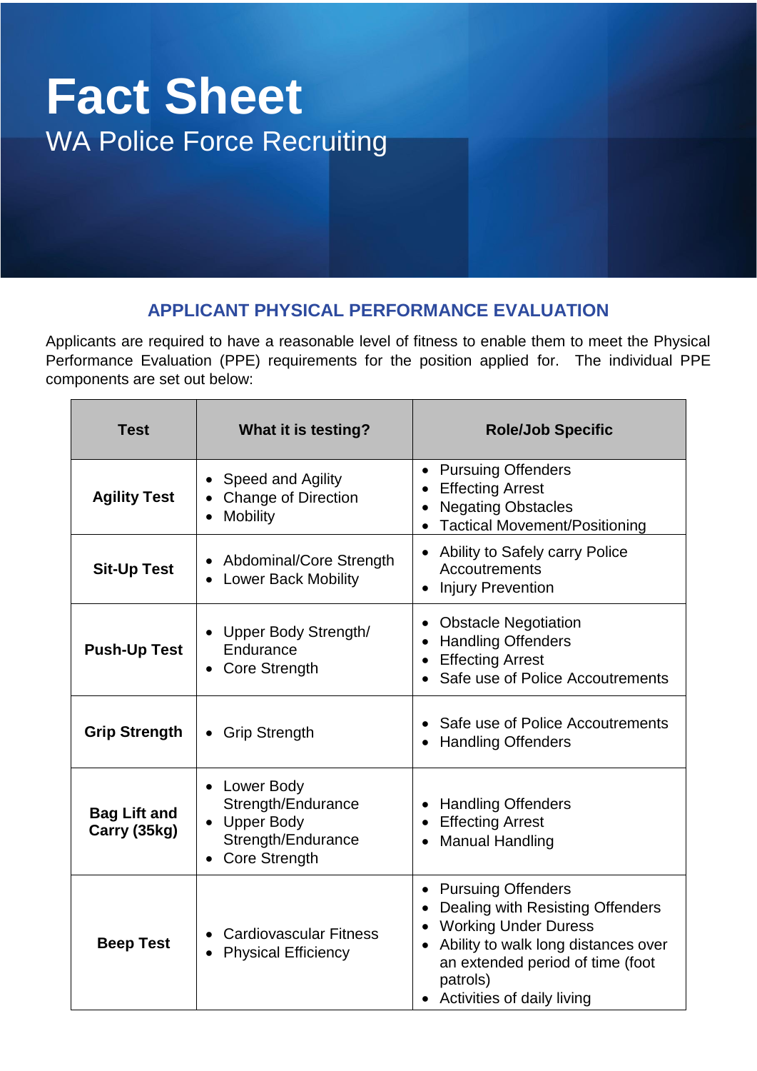# Fact Sheet

WA Police Force Recruiting

## APPLICANT PHYSICAL PERFORMANCE EVALUATION

Applicants are required to have a reasonable level of fitness to enable them to meet the Physical Performance Evaluation (PPE) requirements for the position applied for. The individual PPE components are set out below:

| Test | What it is testing? | Role/Job Specific |
|---|---|---|
| **Agility Test** | • Speed and Agility<br>• Change of Direction<br>• Mobility | • Pursuing Offenders<br>• Effecting Arrest<br>• Negating Obstacles<br>• Tactical Movement/Positioning |
| **Sit-Up Test** | • Abdominal/Core Strength<br>• Lower Back Mobility | • Ability to Safely carry Police Accoutrements<br>• Injury Prevention |
| **Push-Up Test** | • Upper Body Strength/ Endurance<br>• Core Strength | • Obstacle Negotiation<br>• Handling Offenders<br>• Effecting Arrest<br>• Safe use of Police Accoutrements |
| **Grip Strength** | • Grip Strength | • Safe use of Police Accoutrements<br>• Handling Offenders |
| **Bag Lift and Carry (35kg)** | • Lower Body Strength/Endurance<br>• Upper Body Strength/Endurance<br>• Core Strength | • Handling Offenders<br>• Effecting Arrest<br>• Manual Handling |
| **Beep Test** | • Cardiovascular Fitness<br>• Physical Efficiency | • Pursuing Offenders<br>• Dealing with Resisting Offenders<br>• Working Under Duress<br>• Ability to walk long distances over an extended period of time (foot patrols)<br>• Activities of daily living |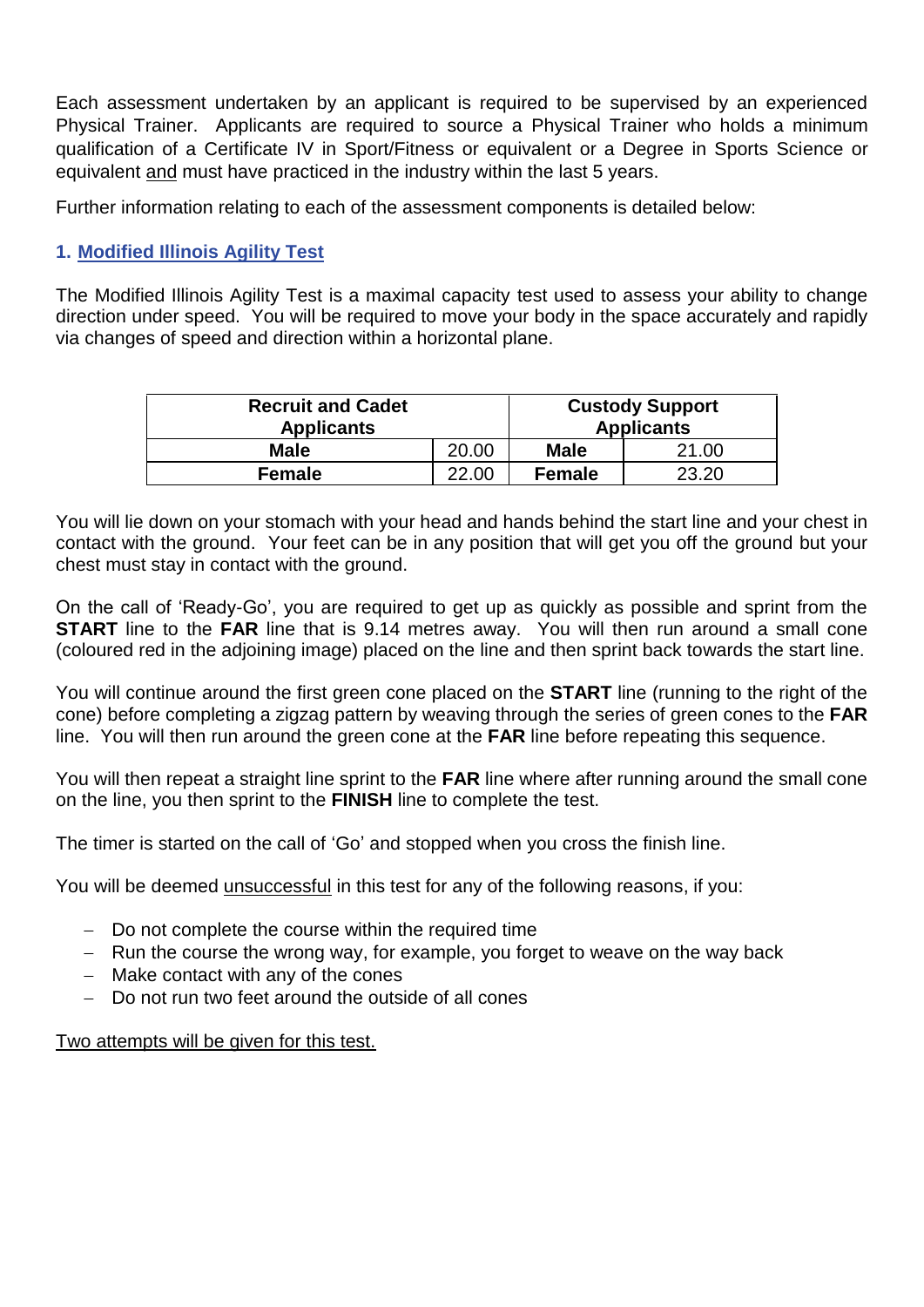Each assessment undertaken by an applicant is required to be supervised by an experienced Physical Trainer. Applicants are required to source a Physical Trainer who holds a minimum qualification of a Certificate IV in Sport/Fitness or equivalent or a Degree in Sports Science or equivalent and must have practiced in the industry within the last 5 years.

Further information relating to each of the assessment components is detailed below:

### 1. Modified Illinois Agility Test

The Modified Illinois Agility Test is a maximal capacity test used to assess your ability to change direction under speed. You will be required to move your body in the space accurately and rapidly via changes of speed and direction within a horizontal plane.

| Recruit and Cadet Applicants | | Custody Support Applicants | |
|---|---|---|---|
| **Male** | 20.00 | **Male** | 21.00 |
| **Female** | 22.00 | **Female** | 23.20 |

You will lie down on your stomach with your head and hands behind the start line and your chest in contact with the ground. Your feet can be in any position that will get you off the ground but your chest must stay in contact with the ground.

On the call of 'Ready-Go', you are required to get up as quickly as possible and sprint from the **START** line to the **FAR** line that is 9.14 metres away. You will then run around a small cone (coloured red in the adjoining image) placed on the line and then sprint back towards the start line.

You will continue around the first green cone placed on the **START** line (running to the right of the cone) before completing a zigzag pattern by weaving through the series of green cones to the **FAR** line. You will then run around the green cone at the **FAR** line before repeating this sequence.

You will then repeat a straight line sprint to the **FAR** line where after running around the small cone on the line, you then sprint to the **FINISH** line to complete the test.

The timer is started on the call of 'Go' and stopped when you cross the finish line.

You will be deemed unsuccessful in this test for any of the following reasons, if you:

- Do not complete the course within the required time
- Run the course the wrong way, for example, you forget to weave on the way back
- Make contact with any of the cones
- Do not run two feet around the outside of all cones

Two attempts will be given for this test.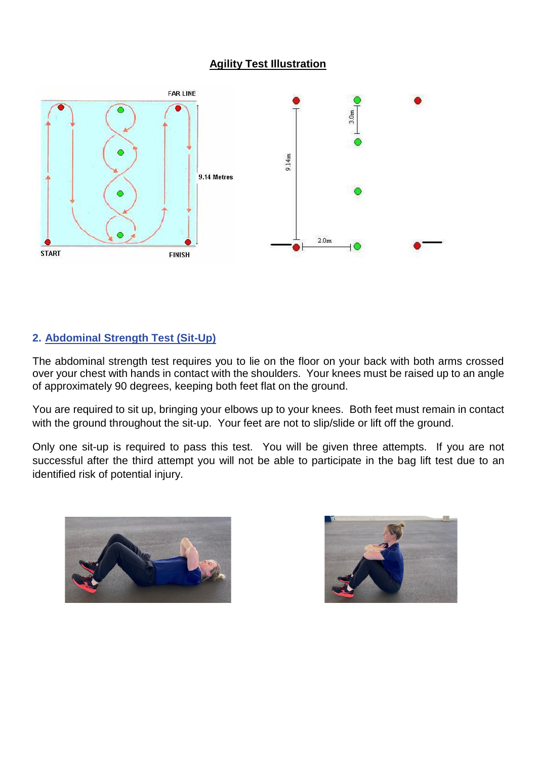**Agility Test Illustration**

## 2. Abdominal Strength Test (Sit-Up)

The abdominal strength test requires you to lie on the floor on your back with both arms crossed over your chest with hands in contact with the shoulders. Your knees must be raised up to an angle of approximately 90 degrees, keeping both feet flat on the ground.

You are required to sit up, bringing your elbows up to your knees. Both feet must remain in contact with the ground throughout the sit-up. Your feet are not to slip/slide or lift off the ground.

Only one sit-up is required to pass this test. You will be given three attempts. If you are not successful after the third attempt you will not be able to participate in the bag lift test due to an identified risk of potential injury.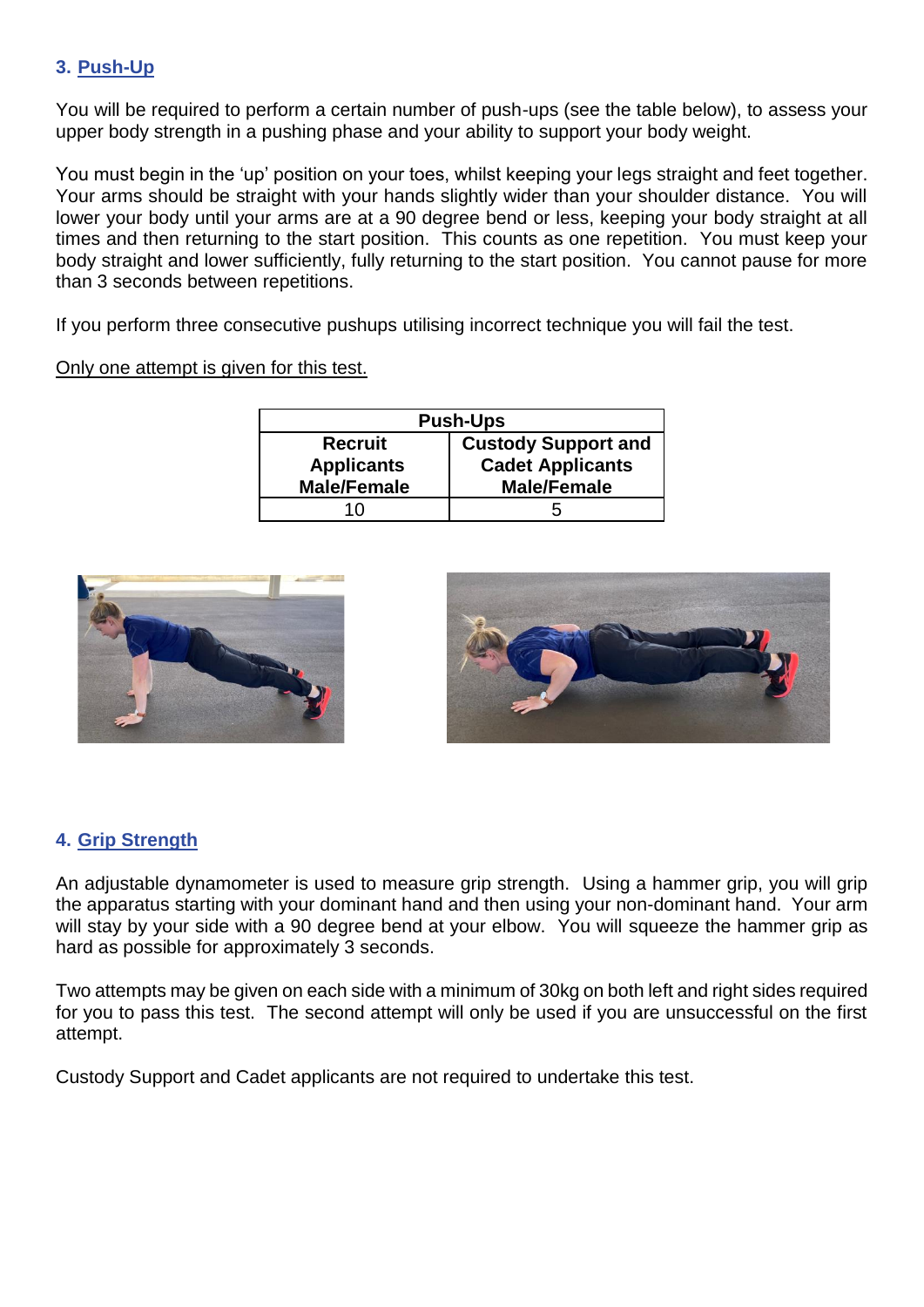### 3. Push-Up

You will be required to perform a certain number of push-ups (see the table below), to assess your upper body strength in a pushing phase and your ability to support your body weight.

You must begin in the 'up' position on your toes, whilst keeping your legs straight and feet together. Your arms should be straight with your hands slightly wider than your shoulder distance. You will lower your body until your arms are at a 90 degree bend or less, keeping your body straight at all times and then returning to the start position. This counts as one repetition. You must keep your body straight and lower sufficiently, fully returning to the start position. You cannot pause for more than 3 seconds between repetitions.

If you perform three consecutive pushups utilising incorrect technique you will fail the test.

Only one attempt is given for this test.

| Push-Ups | |
|---|---|
| **Recruit Applicants Male/Female** | **Custody Support and Cadet Applicants Male/Female** |
| 10 | 5 |

### 4. Grip Strength

An adjustable dynamometer is used to measure grip strength. Using a hammer grip, you will grip the apparatus starting with your dominant hand and then using your non-dominant hand. Your arm will stay by your side with a 90 degree bend at your elbow. You will squeeze the hammer grip as hard as possible for approximately 3 seconds.

Two attempts may be given on each side with a minimum of 30kg on both left and right sides required for you to pass this test. The second attempt will only be used if you are unsuccessful on the first attempt.

Custody Support and Cadet applicants are not required to undertake this test.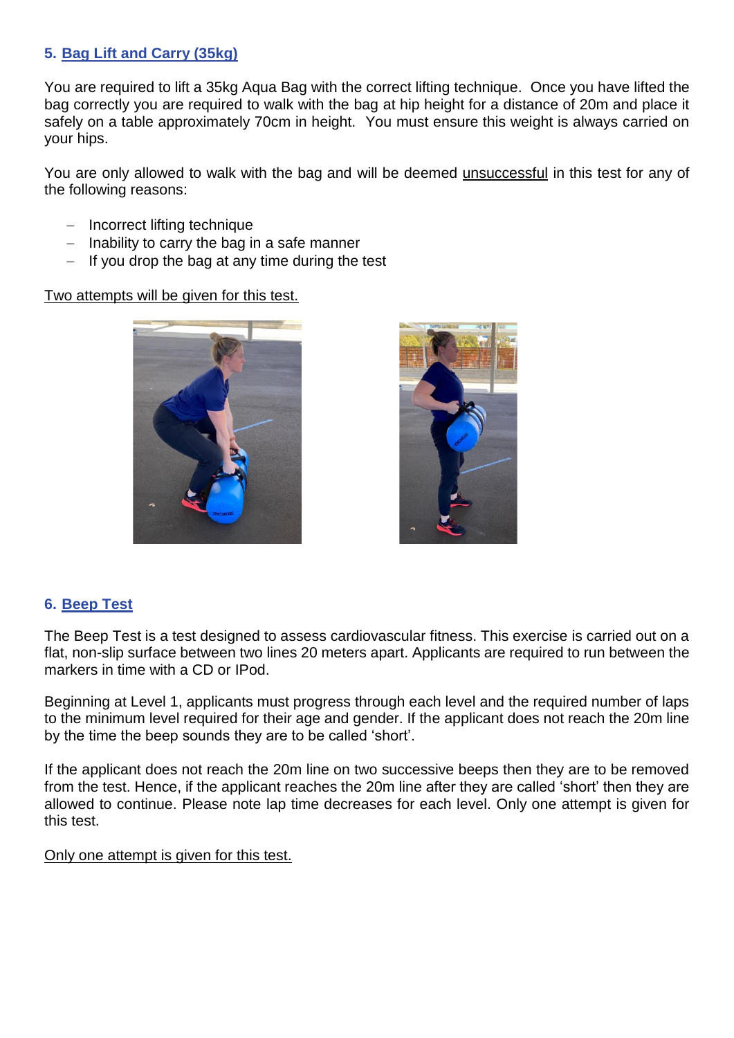### 5. Bag Lift and Carry (35kg)

You are required to lift a 35kg Aqua Bag with the correct lifting technique. Once you have lifted the bag correctly you are required to walk with the bag at hip height for a distance of 20m and place it safely on a table approximately 70cm in height. You must ensure this weight is always carried on your hips.

You are only allowed to walk with the bag and will be deemed unsuccessful in this test for any of the following reasons:

- Incorrect lifting technique
- Inability to carry the bag in a safe manner
- If you drop the bag at any time during the test

Two attempts will be given for this test.

### 6. Beep Test

The Beep Test is a test designed to assess cardiovascular fitness. This exercise is carried out on a flat, non-slip surface between two lines 20 meters apart. Applicants are required to run between the markers in time with a CD or IPod.

Beginning at Level 1, applicants must progress through each level and the required number of laps to the minimum level required for their age and gender. If the applicant does not reach the 20m line by the time the beep sounds they are to be called 'short'.

If the applicant does not reach the 20m line on two successive beeps then they are to be removed from the test. Hence, if the applicant reaches the 20m line after they are called 'short' then they are allowed to continue. Please note lap time decreases for each level. Only one attempt is given for this test.

Only one attempt is given for this test.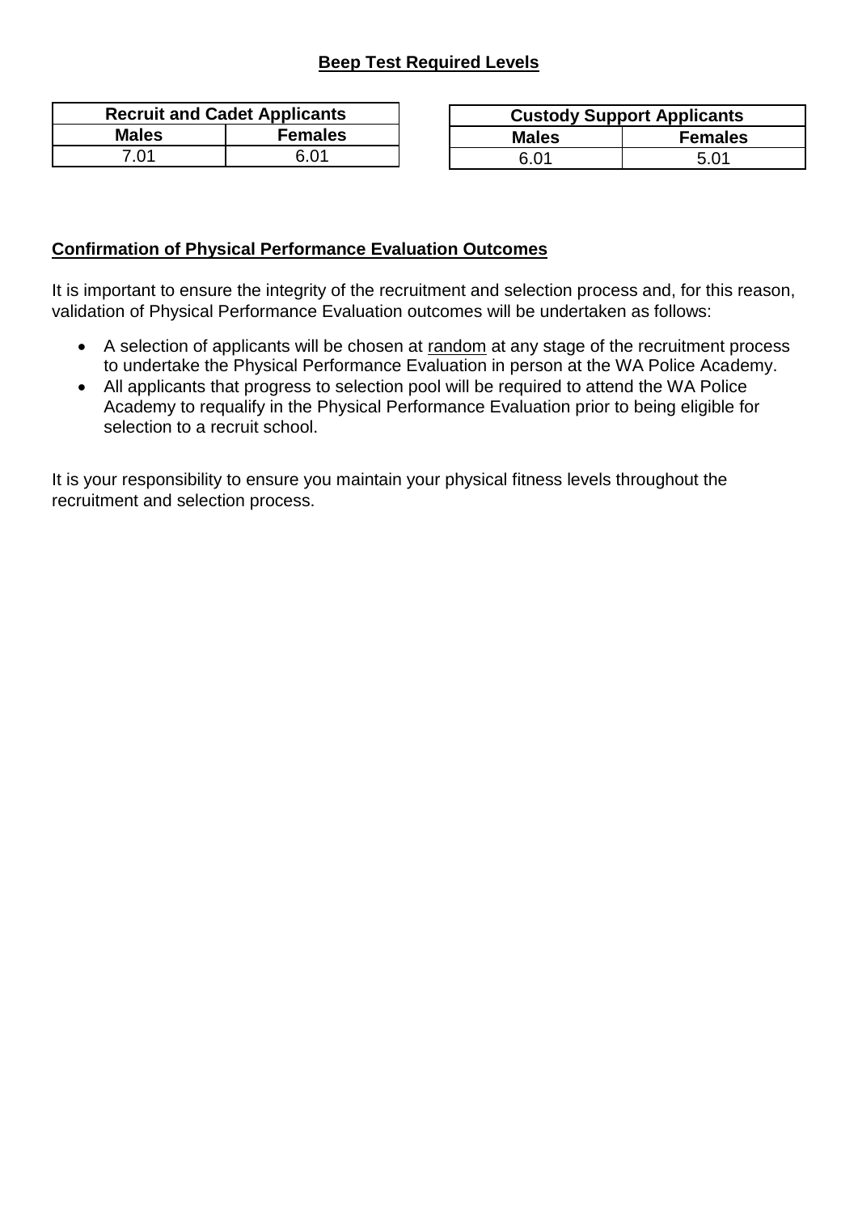## Beep Test Required Levels

| Recruit and Cadet Applicants | |
|---|---|
| **Males** | **Females** |
| 7.01 | 6.01 |

| Custody Support Applicants | |
|---|---|
| **Males** | **Females** |
| 6.01 | 5.01 |

## Confirmation of Physical Performance Evaluation Outcomes

It is important to ensure the integrity of the recruitment and selection process and, for this reason, validation of Physical Performance Evaluation outcomes will be undertaken as follows:

- A selection of applicants will be chosen at random at any stage of the recruitment process to undertake the Physical Performance Evaluation in person at the WA Police Academy.
- All applicants that progress to selection pool will be required to attend the WA Police Academy to requalify in the Physical Performance Evaluation prior to being eligible for selection to a recruit school.

It is your responsibility to ensure you maintain your physical fitness levels throughout the recruitment and selection process.